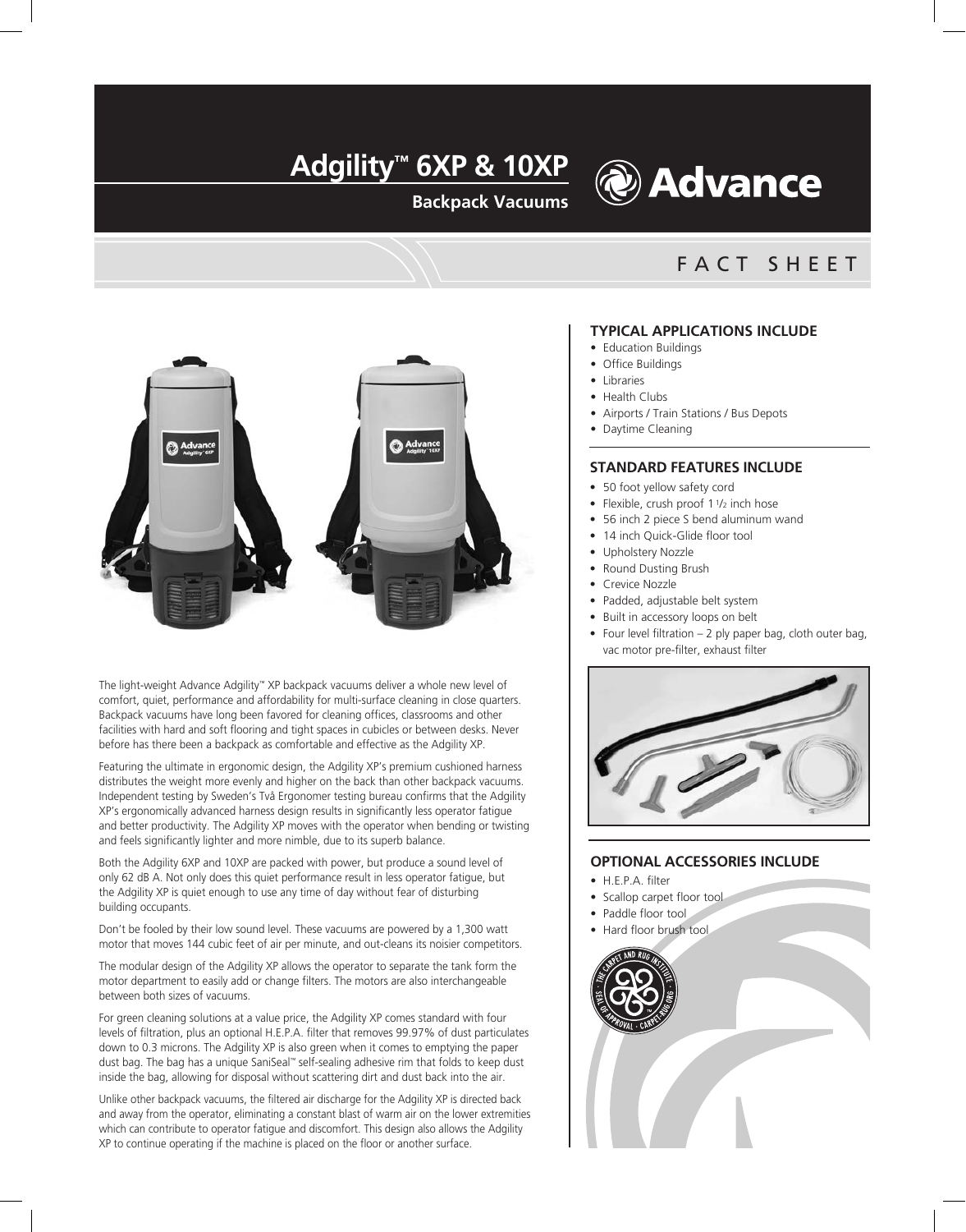# Adgility™ 6XP & 10XP

**Backpack Vacuums**

Advance

FACT SHEET

The light-weight Advance Adgility™ XP backpack vacuums deliver a whole new level of comfort, quiet, performance and affordability for multi-surface cleaning in close quarters. Backpack vacuums have long been favored for cleaning offices, classrooms and other facilities with hard and soft flooring and tight spaces in cubicles or between desks. Never before has there been a backpack as comfortable and effective as the Adgility XP.

Featuring the ultimate in ergonomic design, the Adgility XP's premium cushioned harness distributes the weight more evenly and higher on the back than other backpack vacuums. Independent testing by Sweden's Två Ergonomer testing bureau confirms that the Adgility XP's ergonomically advanced harness design results in significantly less operator fatigue and better productivity. The Adgility XP moves with the operator when bending or twisting and feels significantly lighter and more nimble, due to its superb balance.

Both the Adgility 6XP and 10XP are packed with power, but produce a sound level of only 62 dB A. Not only does this quiet performance result in less operator fatigue, but the Adgility XP is quiet enough to use any time of day without fear of disturbing building occupants.

Don't be fooled by their low sound level. These vacuums are powered by a 1,300 watt motor that moves 144 cubic feet of air per minute, and out-cleans its noisier competitors.

The modular design of the Adgility XP allows the operator to separate the tank form the motor department to easily add or change filters. The motors are also interchangeable between both sizes of vacuums.

For green cleaning solutions at a value price, the Adgility XP comes standard with four levels of filtration, plus an optional H.E.P.A. filter that removes 99.97% of dust particulates down to 0.3 microns. The Adgility XP is also green when it comes to emptying the paper dust bag. The bag has a unique SaniSeal™ self-sealing adhesive rim that folds to keep dust inside the bag, allowing for disposal without scattering dirt and dust back into the air.

Unlike other backpack vacuums, the filtered air discharge for the Adgility XP is directed back and away from the operator, eliminating a constant blast of warm air on the lower extremities which can contribute to operator fatigue and discomfort. This design also allows the Adgility XP to continue operating if the machine is placed on the floor or another surface.

## TYPICAL APPLICATIONS INCLUDE

- Education Buildings
- Office Buildings
- Libraries
- Health Clubs
- Airports / Train Stations / Bus Depots
- Daytime Cleaning

## STANDARD FEATURES INCLUDE

- 50 foot yellow safety cord
- Flexible, crush proof 1 1/2 inch hose
- 56 inch 2 piece S bend aluminum wand
- 14 inch Quick-Glide floor tool
- Upholstery Nozzle
- Round Dusting Brush
- Crevice Nozzle
- Padded, adjustable belt system
- Built in accessory loops on belt
- Four level filtration – 2 ply paper bag, cloth outer bag, vac motor pre-filter, exhaust filter

## OPTIONAL ACCESSORIES INCLUDE

- H.E.P.A. filter
- Scallop carpet floor tool
- Paddle floor tool
- Hard floor brush tool

THE CARPET AND RUG INSTITUTE · SEAL OF APPROVAL · CARPET-RUG.ORG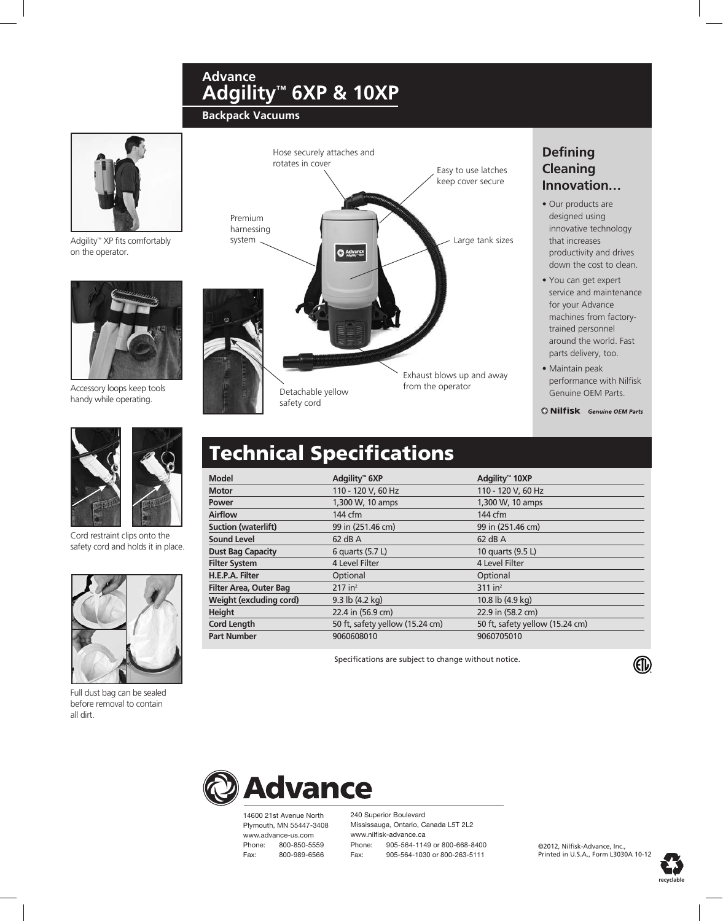# Advance
# Adgility™ 6XP & 10XP

## Backpack Vacuums

Adgility™ XP fits comfortably on the operator.

Accessory loops keep tools handy while operating.

Cord restraint clips onto the safety cord and holds it in place.

Full dust bag can be sealed before removal to contain all dirt.

Hose securely attaches and rotates in cover

Easy to use latches keep cover secure

Premium harnessing system

Large tank sizes

Exhaust blows up and away from the operator

Detachable yellow safety cord

### Defining Cleaning Innovation…

- Our products are designed using innovative technology that increases productivity and drives down the cost to clean.
- You can get expert service and maintenance for your Advance machines from factory-trained personnel around the world. Fast parts delivery, too.
- Maintain peak performance with Nilfisk Genuine OEM Parts.

Nilfisk *Genuine OEM Parts*

## Technical Specifications

| Model | Adgility™ 6XP | Adgility™ 10XP |
|---|---|---|
| Motor | 110 - 120 V, 60 Hz | 110 - 120 V, 60 Hz |
| Power | 1,300 W, 10 amps | 1,300 W, 10 amps |
| Airflow | 144 cfm | 144 cfm |
| Suction (waterlift) | 99 in (251.46 cm) | 99 in (251.46 cm) |
| Sound Level | 62 dB A | 62 dB A |
| Dust Bag Capacity | 6 quarts (5.7 L) | 10 quarts (9.5 L) |
| Filter System | 4 Level Filter | 4 Level Filter |
| H.E.P.A. Filter | Optional | Optional |
| Filter Area, Outer Bag | 217 $in^2$ | 311 $in^2$ |
| Weight (excluding cord) | 9.3 lb (4.2 kg) | 10.8 lb (4.9 kg) |
| Height | 22.4 in (56.9 cm) | 22.9 in (58.2 cm) |
| Cord Length | 50 ft, safety yellow (15.24 cm) | 50 ft, safety yellow (15.24 cm) |
| Part Number | 9060608010 | 9060705010 |

Specifications are subject to change without notice.

# Advance

14600 21st Avenue North
Plymouth, MN 55447-3408
www.advance-us.com
Phone: 800-850-5559
Fax: 800-989-6566

240 Superior Boulevard
Mississauga, Ontario, Canada L5T 2L2
www.nilfisk-advance.ca
Phone: 905-564-1149 or 800-668-8400
Fax: 905-564-1030 or 800-263-5111

©2012, Nilfisk-Advance, Inc.,
Printed in U.S.A., Form L3030A 10-12

recyclable